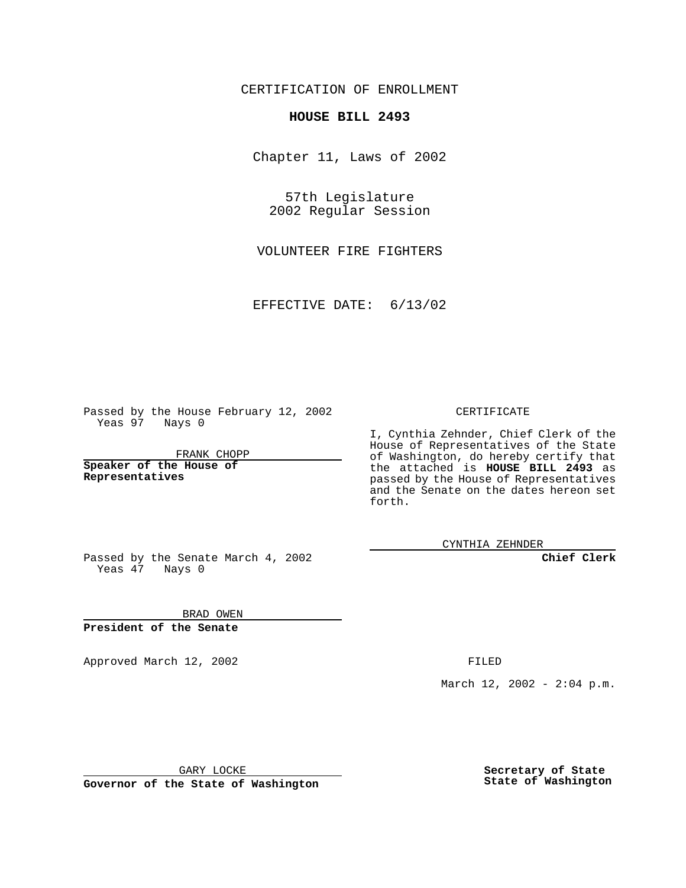CERTIFICATION OF ENROLLMENT

**HOUSE BILL 2493**

Chapter 11, Laws of 2002

57th Legislature
2002 Regular Session

VOLUNTEER FIRE FIGHTERS

EFFECTIVE DATE: 6/13/02

Passed by the House February 12, 2002
Yeas 97 Nays 0

FRANK CHOPP

**Speaker of the House of Representatives**

Passed by the Senate March 4, 2002
Yeas 47 Nays 0

BRAD OWEN

**President of the Senate**

Approved March 12, 2002

GARY LOCKE

**Governor of the State of Washington**

CERTIFICATE

I, Cynthia Zehnder, Chief Clerk of the House of Representatives of the State of Washington, do hereby certify that the attached is **HOUSE BILL 2493** as passed by the House of Representatives and the Senate on the dates hereon set forth.

CYNTHIA ZEHNDER

**Chief Clerk**

FILED

March 12, 2002 - 2:04 p.m.

**Secretary of State**
**State of Washington**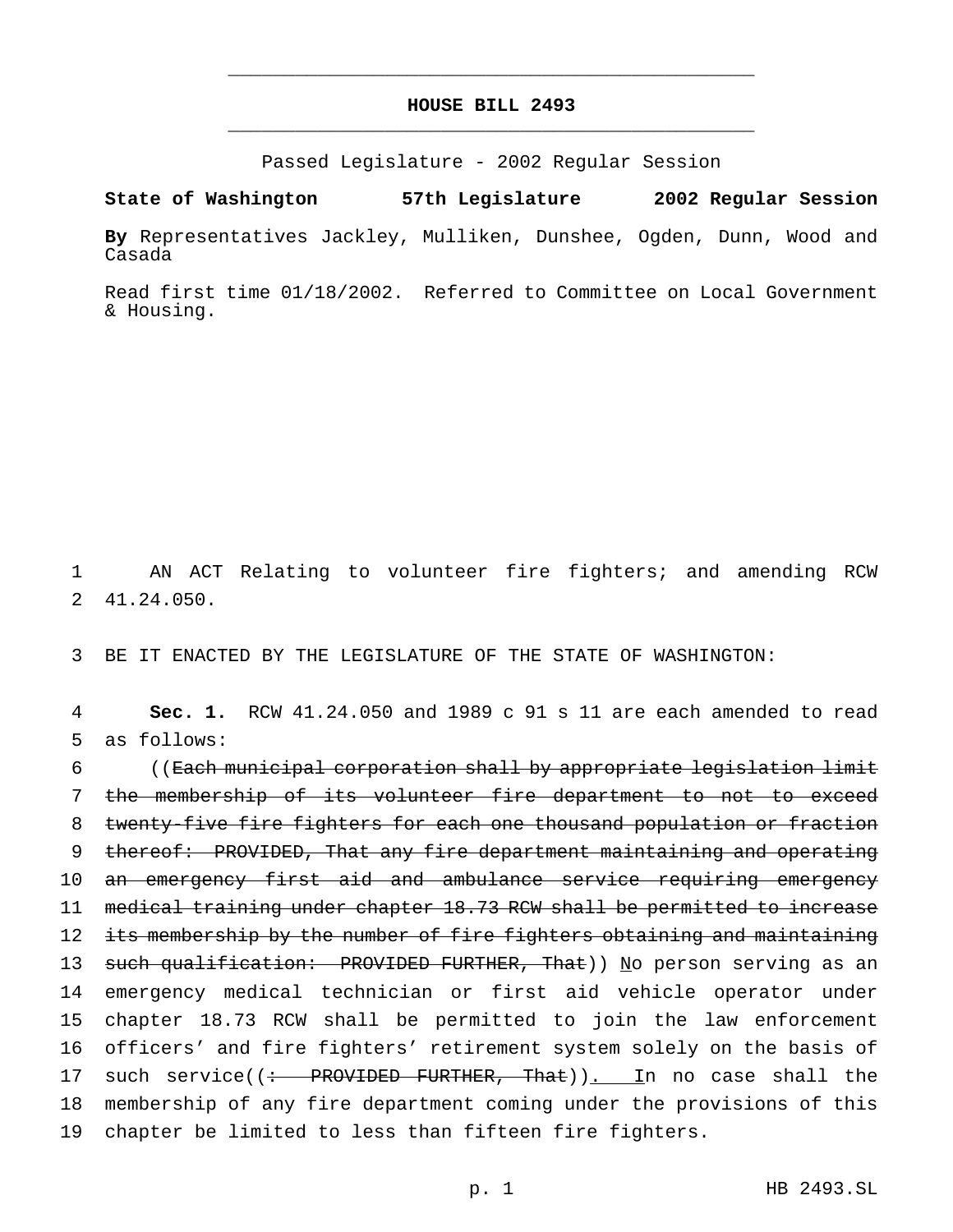# HOUSE BILL 2493

Passed Legislature - 2002 Regular Session

**State of Washington 57th Legislature 2002 Regular Session**

**By** Representatives Jackley, Mulliken, Dunshee, Ogden, Dunn, Wood and Casada

Read first time 01/18/2002. Referred to Committee on Local Government & Housing.

AN ACT Relating to volunteer fire fighters; and amending RCW 41.24.050.

BE IT ENACTED BY THE LEGISLATURE OF THE STATE OF WASHINGTON:

**Sec. 1.** RCW 41.24.050 and 1989 c 91 s 11 are each amended to read as follows:

((~~Each municipal corporation shall by appropriate legislation limit the membership of its volunteer fire department to not to exceed twenty-five fire fighters for each one thousand population or fraction thereof: PROVIDED, That any fire department maintaining and operating an emergency first aid and ambulance service requiring emergency medical training under chapter 18.73 RCW shall be permitted to increase its membership by the number of fire fighters obtaining and maintaining such qualification: PROVIDED FURTHER, That~~)) <u>N</u>o person serving as an emergency medical technician or first aid vehicle operator under chapter 18.73 RCW shall be permitted to join the law enforcement officers' and fire fighters' retirement system solely on the basis of such service((~~: PROVIDED FURTHER, That~~))<u>. I</u>n no case shall the membership of any fire department coming under the provisions of this chapter be limited to less than fifteen fire fighters.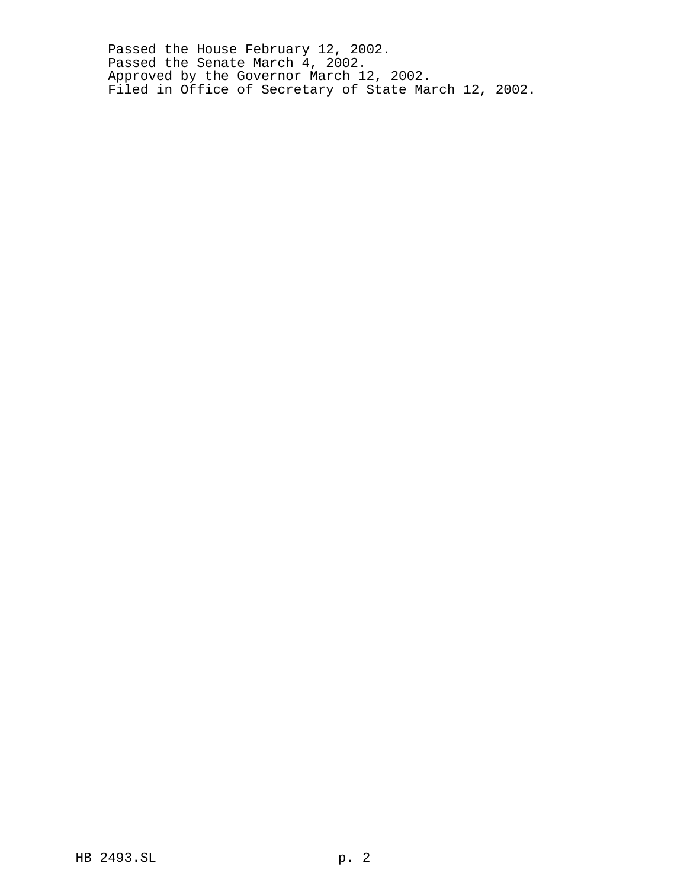Passed the House February 12, 2002.
Passed the Senate March 4, 2002.
Approved by the Governor March 12, 2002.
Filed in Office of Secretary of State March 12, 2002.